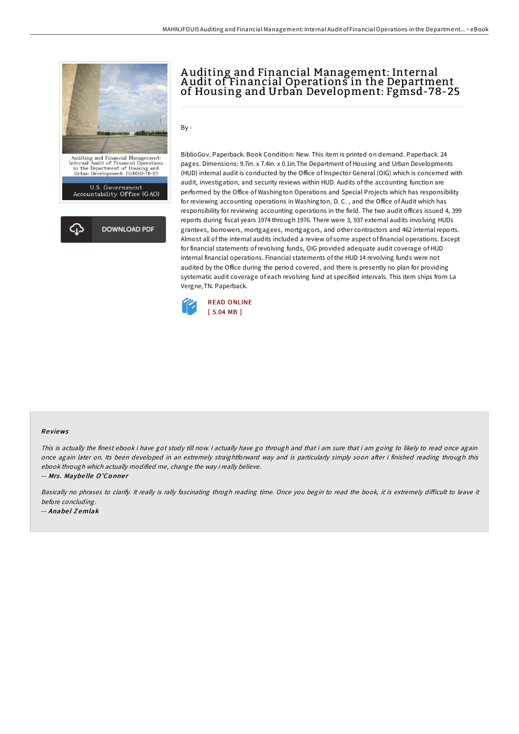# Auditing and Financial Management: Internal Audit of Financial Operations in the Department of Housing and Urban Development: Fgmsd-78-25

By -

BiblioGov. Paperback. Book Condition: New. This item is printed on demand. Paperback. 24 pages. Dimensions: 9.7in. x 7.4in. x 0.1in.The Department of Housing and Urban Developments (HUD) internal audit is conducted by the Office of Inspector General (OIG) which is concerned with audit, investigation, and security reviews within HUD. Audits of the accounting function are performed by the Office of Washington Operations and Special Projects which has responsibility for reviewing accounting operations in Washington, D. C. , and the Office of Audit which has responsibility for reviewing accounting operations in the field. The two audit offices issued 4, 399 reports during fiscal years 1974 through 1976. There were 3, 937 external audits involving HUDs grantees, borrowers, mortgagees, mortgagors, and other contractors and 462 internal reports. Almost all of the internal audits included a review of some aspect of financial operations. Except for financial statements of revolving funds, OIG provided adequate audit coverage of HUD internal financial operations. Financial statements of the HUD 14 revolving funds were not audited by the Office during the period covered, and there is presently no plan for providing systematic audit coverage of each revolving fund at specified intervals. This item ships from La Vergne,TN. Paperback.

READ ONLINE
[ 5.04 MB ]

### Reviews

*This is actually the finest ebook i have got study till now. I actually have go through and that i am sure that i am going to likely to read once again once again later on. Its been developed in an extremely straightforward way and is particularly simply soon after i finished reading through this ebook through which actually modified me, change the way i really believe.*

-- ***Mrs. Maybelle O'Conner***

*Basically no phrases to clarify. It really is rally fascinating throgh reading time. Once you begin to read the book, it is extremely difficult to leave it before concluding.*

-- ***Anabel Zemlak***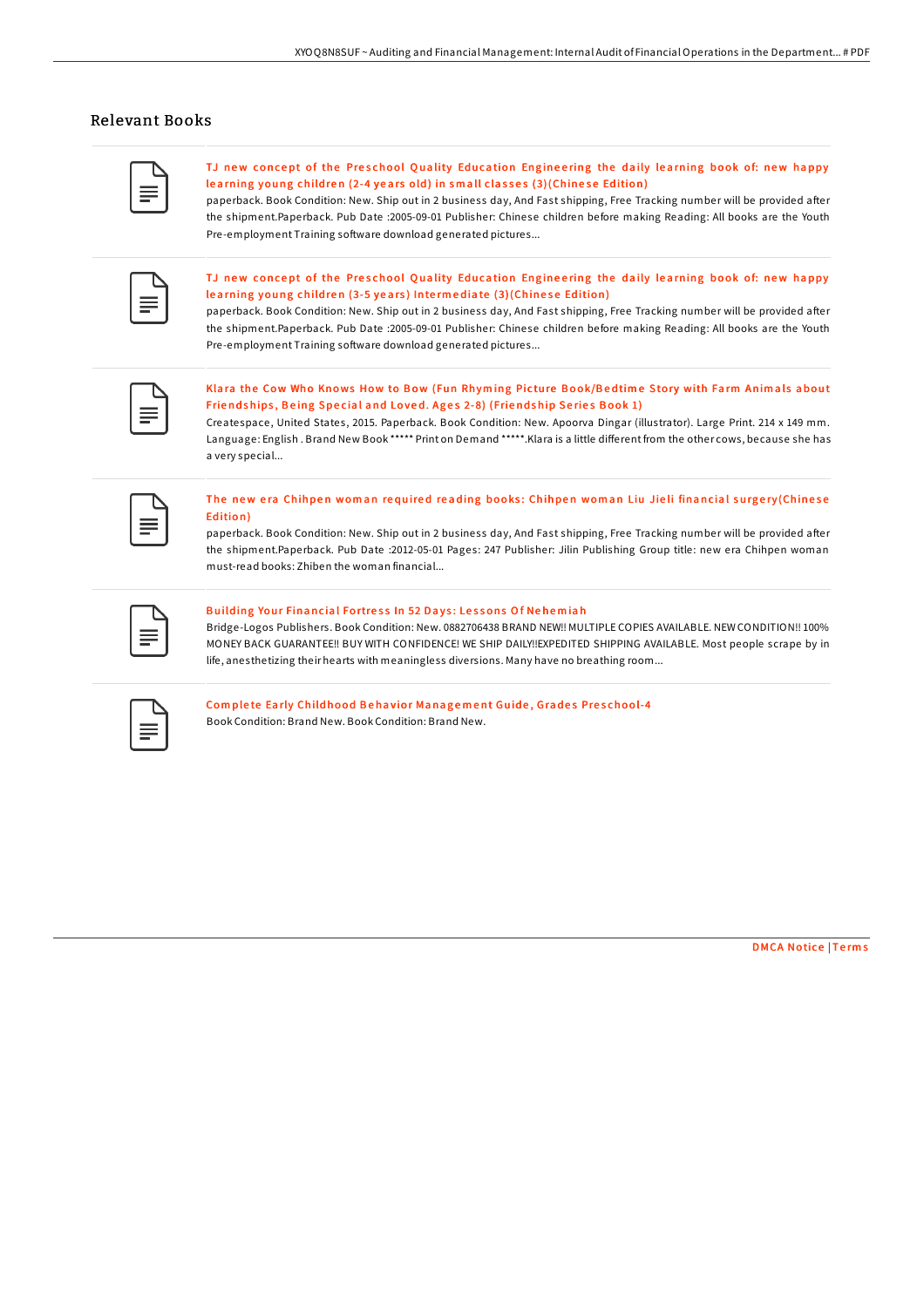## Relevant Books

**TJ new concept of the Preschool Quality Education Engineering the daily learning book of: new happy learning young children (2-4 years old) in small classes (3)(Chinese Edition)**

paperback. Book Condition: New. Ship out in 2 business day, And Fast shipping, Free Tracking number will be provided after the shipment.Paperback. Pub Date :2005-09-01 Publisher: Chinese children before making Reading: All books are the Youth Pre-employment Training software download generated pictures...

**TJ new concept of the Preschool Quality Education Engineering the daily learning book of: new happy learning young children (3-5 years) Intermediate (3)(Chinese Edition)**

paperback. Book Condition: New. Ship out in 2 business day, And Fast shipping, Free Tracking number will be provided after the shipment.Paperback. Pub Date :2005-09-01 Publisher: Chinese children before making Reading: All books are the Youth Pre-employment Training software download generated pictures...

**Klara the Cow Who Knows How to Bow (Fun Rhyming Picture Book/Bedtime Story with Farm Animals about Friendships, Being Special and Loved. Ages 2-8) (Friendship Series Book 1)**

Createspace, United States, 2015. Paperback. Book Condition: New. Apoorva Dingar (illustrator). Large Print. 214 x 149 mm. Language: English . Brand New Book ***** Print on Demand *****.Klara is a little different from the other cows, because she has a very special...

**The new era Chihpen woman required reading books: Chihpen woman Liu Jieli financial surgery(Chinese Edition)**

paperback. Book Condition: New. Ship out in 2 business day, And Fast shipping, Free Tracking number will be provided after the shipment.Paperback. Pub Date :2012-05-01 Pages: 247 Publisher: Jilin Publishing Group title: new era Chihpen woman must-read books: Zhiben the woman financial...

**Building Your Financial Fortress In 52 Days: Lessons Of Nehemiah**

Bridge-Logos Publishers. Book Condition: New. 0882706438 BRAND NEW!! MULTIPLE COPIES AVAILABLE. NEW CONDITION!! 100% MONEY BACK GUARANTEE!! BUY WITH CONFIDENCE! WE SHIP DAILY!!EXPEDITED SHIPPING AVAILABLE. Most people scrape by in life, anesthetizing their hearts with meaningless diversions. Many have no breathing room...

**Complete Early Childhood Behavior Management Guide, Grades Preschool-4**

Book Condition: Brand New. Book Condition: Brand New.